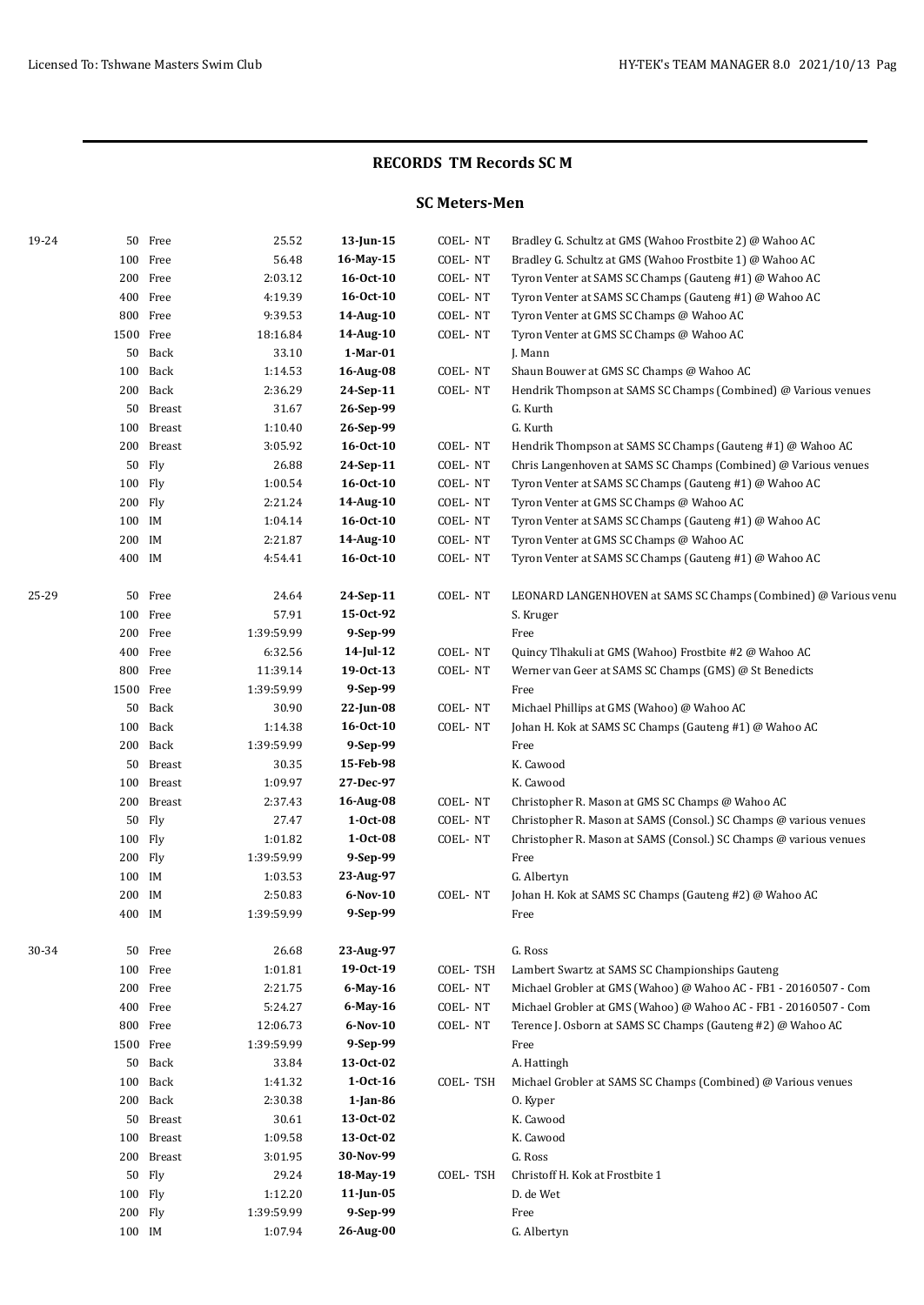## RECORDS TM Records SC M

### SC Meters-Men

| Age Group | Event | Time | Date | Code | Details |
|---|---|---|---|---|---|
| 19-24 | 50 Free | 25.52 | **13-Jun-15** | COEL- NT | Bradley G. Schultz at GMS (Wahoo Frostbite 2) @ Wahoo AC |
| | 100 Free | 56.48 | **16-May-15** | COEL- NT | Bradley G. Schultz at GMS (Wahoo Frostbite 1) @ Wahoo AC |
| | 200 Free | 2:03.12 | **16-Oct-10** | COEL- NT | Tyron Venter at SAMS SC Champs (Gauteng #1) @ Wahoo AC |
| | 400 Free | 4:19.39 | **16-Oct-10** | COEL- NT | Tyron Venter at SAMS SC Champs (Gauteng #1) @ Wahoo AC |
| | 800 Free | 9:39.53 | **14-Aug-10** | COEL- NT | Tyron Venter at GMS SC Champs @ Wahoo AC |
| | 1500 Free | 18:16.84 | **14-Aug-10** | COEL- NT | Tyron Venter at GMS SC Champs @ Wahoo AC |
| | 50 Back | 33.10 | **1-Mar-01** | | J. Mann |
| | 100 Back | 1:14.53 | **16-Aug-08** | COEL- NT | Shaun Bouwer at GMS SC Champs @ Wahoo AC |
| | 200 Back | 2:36.29 | **24-Sep-11** | COEL- NT | Hendrik Thompson at SAMS SC Champs (Combined) @ Various venues |
| | 50 Breast | 31.67 | **26-Sep-99** | | G. Kurth |
| | 100 Breast | 1:10.40 | **26-Sep-99** | | G. Kurth |
| | 200 Breast | 3:05.92 | **16-Oct-10** | COEL- NT | Hendrik Thompson at SAMS SC Champs (Gauteng #1) @ Wahoo AC |
| | 50 Fly | 26.88 | **24-Sep-11** | COEL- NT | Chris Langenhoven at SAMS SC Champs (Combined) @ Various venues |
| | 100 Fly | 1:00.54 | **16-Oct-10** | COEL- NT | Tyron Venter at SAMS SC Champs (Gauteng #1) @ Wahoo AC |
| | 200 Fly | 2:21.24 | **14-Aug-10** | COEL- NT | Tyron Venter at GMS SC Champs @ Wahoo AC |
| | 100 IM | 1:04.14 | **16-Oct-10** | COEL- NT | Tyron Venter at SAMS SC Champs (Gauteng #1) @ Wahoo AC |
| | 200 IM | 2:21.87 | **14-Aug-10** | COEL- NT | Tyron Venter at GMS SC Champs @ Wahoo AC |
| | 400 IM | 4:54.41 | **16-Oct-10** | COEL- NT | Tyron Venter at SAMS SC Champs (Gauteng #1) @ Wahoo AC |
| 25-29 | 50 Free | 24.64 | **24-Sep-11** | COEL- NT | LEONARD LANGENHOVEN at SAMS SC Champs (Combined) @ Various venu |
| | 100 Free | 57.91 | **15-Oct-92** | | S. Kruger |
| | 200 Free | 1:39:59.99 | **9-Sep-99** | | Free |
| | 400 Free | 6:32.56 | **14-Jul-12** | COEL- NT | Quincy Tlhakuli at GMS (Wahoo) Frostbite #2 @ Wahoo AC |
| | 800 Free | 11:39.14 | **19-Oct-13** | COEL- NT | Werner van Geer at SAMS SC Champs (GMS) @ St Benedicts |
| | 1500 Free | 1:39:59.99 | **9-Sep-99** | | Free |
| | 50 Back | 30.90 | **22-Jun-08** | COEL- NT | Michael Phillips at GMS (Wahoo) @ Wahoo AC |
| | 100 Back | 1:14.38 | **16-Oct-10** | COEL- NT | Johan H. Kok at SAMS SC Champs (Gauteng #1) @ Wahoo AC |
| | 200 Back | 1:39:59.99 | **9-Sep-99** | | Free |
| | 50 Breast | 30.35 | **15-Feb-98** | | K. Cawood |
| | 100 Breast | 1:09.97 | **27-Dec-97** | | K. Cawood |
| | 200 Breast | 2:37.43 | **16-Aug-08** | COEL- NT | Christopher R. Mason at GMS SC Champs @ Wahoo AC |
| | 50 Fly | 27.47 | **1-Oct-08** | COEL- NT | Christopher R. Mason at SAMS (Consol.) SC Champs @ various venues |
| | 100 Fly | 1:01.82 | **1-Oct-08** | COEL- NT | Christopher R. Mason at SAMS (Consol.) SC Champs @ various venues |
| | 200 Fly | 1:39:59.99 | **9-Sep-99** | | Free |
| | 100 IM | 1:03.53 | **23-Aug-97** | | G. Albertyn |
| | 200 IM | 2:50.83 | **6-Nov-10** | COEL- NT | Johan H. Kok at SAMS SC Champs (Gauteng #2) @ Wahoo AC |
| | 400 IM | 1:39:59.99 | **9-Sep-99** | | Free |
| 30-34 | 50 Free | 26.68 | **23-Aug-97** | | G. Ross |
| | 100 Free | 1:01.81 | **19-Oct-19** | COEL- TSH | Lambert Swartz at SAMS SC Championships Gauteng |
| | 200 Free | 2:21.75 | **6-May-16** | COEL- NT | Michael Grobler at GMS (Wahoo) @ Wahoo AC - FB1 - 20160507 - Com |
| | 400 Free | 5:24.27 | **6-May-16** | COEL- NT | Michael Grobler at GMS (Wahoo) @ Wahoo AC - FB1 - 20160507 - Com |
| | 800 Free | 12:06.73 | **6-Nov-10** | COEL- NT | Terence J. Osborn at SAMS SC Champs (Gauteng #2) @ Wahoo AC |
| | 1500 Free | 1:39:59.99 | **9-Sep-99** | | Free |
| | 50 Back | 33.84 | **13-Oct-02** | | A. Hattingh |
| | 100 Back | 1:41.32 | **1-Oct-16** | COEL- TSH | Michael Grobler at SAMS SC Champs (Combined) @ Various venues |
| | 200 Back | 2:30.38 | **1-Jan-86** | | O. Kyper |
| | 50 Breast | 30.61 | **13-Oct-02** | | K. Cawood |
| | 100 Breast | 1:09.58 | **13-Oct-02** | | K. Cawood |
| | 200 Breast | 3:01.95 | **30-Nov-99** | | G. Ross |
| | 50 Fly | 29.24 | **18-May-19** | COEL- TSH | Christoff H. Kok at Frostbite 1 |
| | 100 Fly | 1:12.20 | **11-Jun-05** | | D. de Wet |
| | 200 Fly | 1:39:59.99 | **9-Sep-99** | | Free |
| | 100 IM | 1:07.94 | **26-Aug-00** | | G. Albertyn |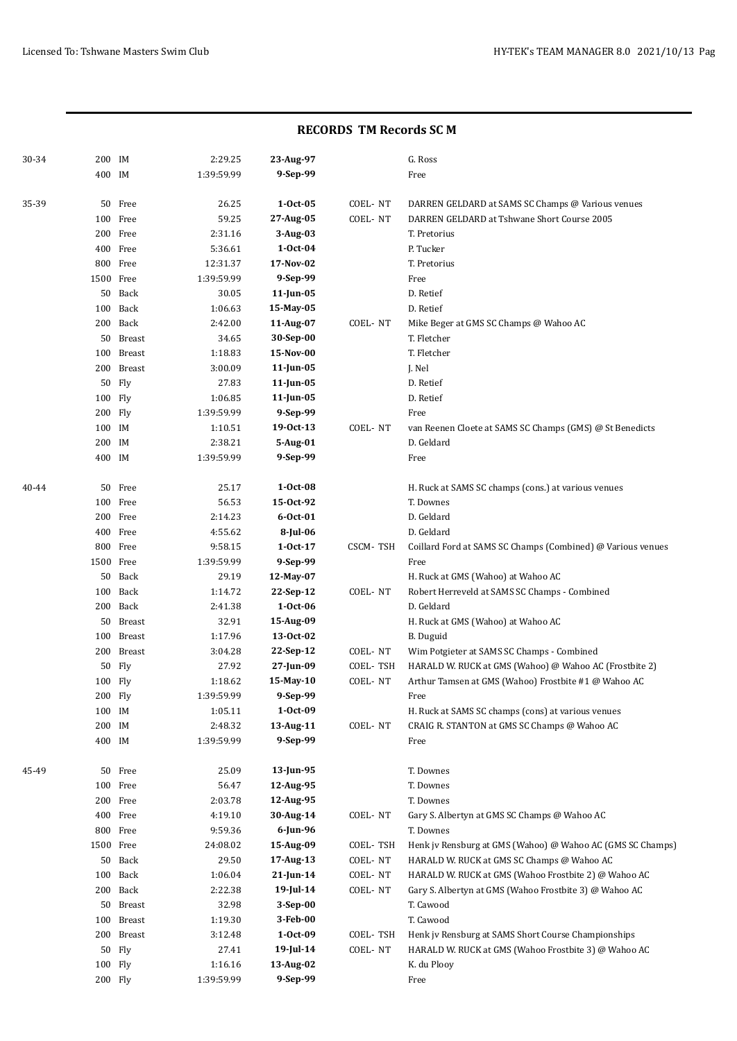## RECORDS TM Records SC M

| Age | Event | | Time | Date | Standard | Holder |
|---|---|---|---|---|---|---|
| 30-34 | 200 | IM | 2:29.25 | **23-Aug-97** | | G. Ross |
| | 400 | IM | 1:39:59.99 | **9-Sep-99** | | Free |
| 35-39 | 50 | Free | 26.25 | **1-Oct-05** | COEL- NT | DARREN GELDARD at SAMS SC Champs @ Various venues |
| | 100 | Free | 59.25 | **27-Aug-05** | COEL- NT | DARREN GELDARD at Tshwane Short Course 2005 |
| | 200 | Free | 2:31.16 | **3-Aug-03** | | T. Pretorius |
| | 400 | Free | 5:36.61 | **1-Oct-04** | | P. Tucker |
| | 800 | Free | 12:31.37 | **17-Nov-02** | | T. Pretorius |
| | 1500 | Free | 1:39:59.99 | **9-Sep-99** | | Free |
| | 50 | Back | 30.05 | **11-Jun-05** | | D. Retief |
| | 100 | Back | 1:06.63 | **15-May-05** | | D. Retief |
| | 200 | Back | 2:42.00 | **11-Aug-07** | COEL- NT | Mike Beger at GMS SC Champs @ Wahoo AC |
| | 50 | Breast | 34.65 | **30-Sep-00** | | T. Fletcher |
| | 100 | Breast | 1:18.83 | **15-Nov-00** | | T. Fletcher |
| | 200 | Breast | 3:00.09 | **11-Jun-05** | | J. Nel |
| | 50 | Fly | 27.83 | **11-Jun-05** | | D. Retief |
| | 100 | Fly | 1:06.85 | **11-Jun-05** | | D. Retief |
| | 200 | Fly | 1:39:59.99 | **9-Sep-99** | | Free |
| | 100 | IM | 1:10.51 | **19-Oct-13** | COEL- NT | van Reenen Cloete at SAMS SC Champs (GMS) @ St Benedicts |
| | 200 | IM | 2:38.21 | **5-Aug-01** | | D. Geldard |
| | 400 | IM | 1:39:59.99 | **9-Sep-99** | | Free |
| 40-44 | 50 | Free | 25.17 | **1-Oct-08** | | H. Ruck at SAMS SC champs (cons.) at various venues |
| | 100 | Free | 56.53 | **15-Oct-92** | | T. Downes |
| | 200 | Free | 2:14.23 | **6-Oct-01** | | D. Geldard |
| | 400 | Free | 4:55.62 | **8-Jul-06** | | D. Geldard |
| | 800 | Free | 9:58.15 | **1-Oct-17** | CSCM- TSH | Coillard Ford at SAMS SC Champs (Combined) @ Various venues |
| | 1500 | Free | 1:39:59.99 | **9-Sep-99** | | Free |
| | 50 | Back | 29.19 | **12-May-07** | | H. Ruck at GMS (Wahoo) at Wahoo AC |
| | 100 | Back | 1:14.72 | **22-Sep-12** | COEL- NT | Robert Herreveld at SAMS SC Champs - Combined |
| | 200 | Back | 2:41.38 | **1-Oct-06** | | D. Geldard |
| | 50 | Breast | 32.91 | **15-Aug-09** | | H. Ruck at GMS (Wahoo) at Wahoo AC |
| | 100 | Breast | 1:17.96 | **13-Oct-02** | | B. Duguid |
| | 200 | Breast | 3:04.28 | **22-Sep-12** | COEL- NT | Wim Potgieter at SAMS SC Champs - Combined |
| | 50 | Fly | 27.92 | **27-Jun-09** | COEL- TSH | HARALD W. RUCK at GMS (Wahoo) @ Wahoo AC (Frostbite 2) |
| | 100 | Fly | 1:18.62 | **15-May-10** | COEL- NT | Arthur Tamsen at GMS (Wahoo) Frostbite #1 @ Wahoo AC |
| | 200 | Fly | 1:39:59.99 | **9-Sep-99** | | Free |
| | 100 | IM | 1:05.11 | **1-Oct-09** | | H. Ruck at SAMS SC champs (cons) at various venues |
| | 200 | IM | 2:48.32 | **13-Aug-11** | COEL- NT | CRAIG R. STANTON at GMS SC Champs @ Wahoo AC |
| | 400 | IM | 1:39:59.99 | **9-Sep-99** | | Free |
| 45-49 | 50 | Free | 25.09 | **13-Jun-95** | | T. Downes |
| | 100 | Free | 56.47 | **12-Aug-95** | | T. Downes |
| | 200 | Free | 2:03.78 | **12-Aug-95** | | T. Downes |
| | 400 | Free | 4:19.10 | **30-Aug-14** | COEL- NT | Gary S. Albertyn at GMS SC Champs @ Wahoo AC |
| | 800 | Free | 9:59.36 | **6-Jun-96** | | T. Downes |
| | 1500 | Free | 24:08.02 | **15-Aug-09** | COEL- TSH | Henk jv Rensburg at GMS (Wahoo) @ Wahoo AC (GMS SC Champs) |
| | 50 | Back | 29.50 | **17-Aug-13** | COEL- NT | HARALD W. RUCK at GMS SC Champs @ Wahoo AC |
| | 100 | Back | 1:06.04 | **21-Jun-14** | COEL- NT | HARALD W. RUCK at GMS (Wahoo Frostbite 2) @ Wahoo AC |
| | 200 | Back | 2:22.38 | **19-Jul-14** | COEL- NT | Gary S. Albertyn at GMS (Wahoo Frostbite 3) @ Wahoo AC |
| | 50 | Breast | 32.98 | **3-Sep-00** | | T. Cawood |
| | 100 | Breast | 1:19.30 | **3-Feb-00** | | T. Cawood |
| | 200 | Breast | 3:12.48 | **1-Oct-09** | COEL- TSH | Henk jv Rensburg at SAMS Short Course Championships |
| | 50 | Fly | 27.41 | **19-Jul-14** | COEL- NT | HARALD W. RUCK at GMS (Wahoo Frostbite 3) @ Wahoo AC |
| | 100 | Fly | 1:16.16 | **13-Aug-02** | | K. du Plooy |
| | 200 | Fly | 1:39:59.99 | **9-Sep-99** | | Free |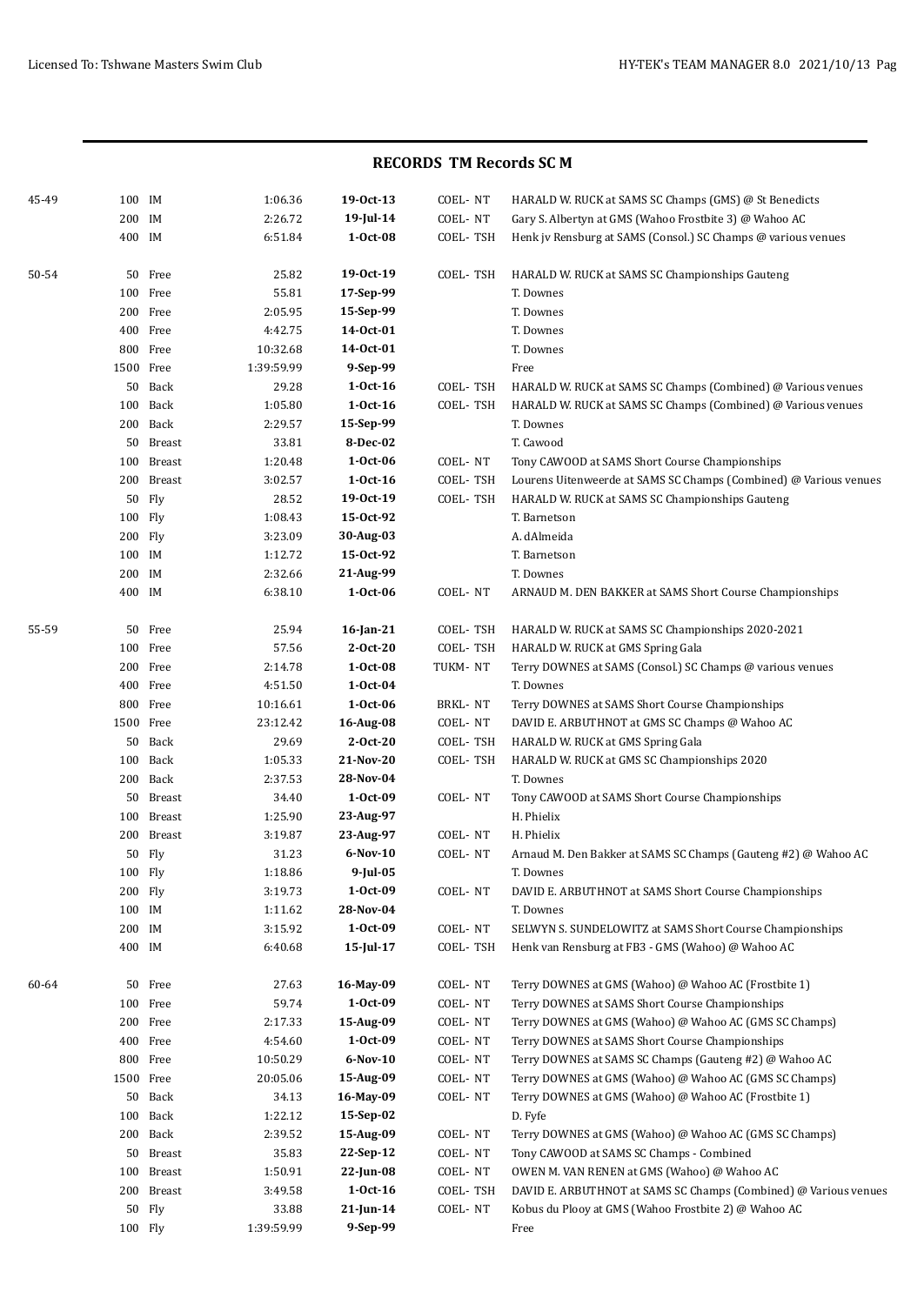## RECORDS TM Records SC M

| Age | Event | | Time | Date | Team | Swimmer / Meet |
|---|---|---|---|---|---|---|
| 45-49 | 100 | IM | 1:06.36 | **19-Oct-13** | COEL- NT | HARALD W. RUCK at SAMS SC Champs (GMS) @ St Benedicts |
| | 200 | IM | 2:26.72 | **19-Jul-14** | COEL- NT | Gary S. Albertyn at GMS (Wahoo Frostbite 3) @ Wahoo AC |
| | 400 | IM | 6:51.84 | **1-Oct-08** | COEL- TSH | Henk jv Rensburg at SAMS (Consol.) SC Champs @ various venues |
| 50-54 | 50 | Free | 25.82 | **19-Oct-19** | COEL- TSH | HARALD W. RUCK at SAMS SC Championships Gauteng |
| | 100 | Free | 55.81 | **17-Sep-99** | | T. Downes |
| | 200 | Free | 2:05.95 | **15-Sep-99** | | T. Downes |
| | 400 | Free | 4:42.75 | **14-Oct-01** | | T. Downes |
| | 800 | Free | 10:32.68 | **14-Oct-01** | | T. Downes |
| | 1500 | Free | 1:39:59.99 | **9-Sep-99** | | Free |
| | 50 | Back | 29.28 | **1-Oct-16** | COEL- TSH | HARALD W. RUCK at SAMS SC Champs (Combined) @ Various venues |
| | 100 | Back | 1:05.80 | **1-Oct-16** | COEL- TSH | HARALD W. RUCK at SAMS SC Champs (Combined) @ Various venues |
| | 200 | Back | 2:29.57 | **15-Sep-99** | | T. Downes |
| | 50 | Breast | 33.81 | **8-Dec-02** | | T. Cawood |
| | 100 | Breast | 1:20.48 | **1-Oct-06** | COEL- NT | Tony CAWOOD at SAMS Short Course Championships |
| | 200 | Breast | 3:02.57 | **1-Oct-16** | COEL- TSH | Lourens Uitenweerde at SAMS SC Champs (Combined) @ Various venues |
| | 50 | Fly | 28.52 | **19-Oct-19** | COEL- TSH | HARALD W. RUCK at SAMS SC Championships Gauteng |
| | 100 | Fly | 1:08.43 | **15-Oct-92** | | T. Barnetson |
| | 200 | Fly | 3:23.09 | **30-Aug-03** | | A. dAlmeida |
| | 100 | IM | 1:12.72 | **15-Oct-92** | | T. Barnetson |
| | 200 | IM | 2:32.66 | **21-Aug-99** | | T. Downes |
| | 400 | IM | 6:38.10 | **1-Oct-06** | COEL- NT | ARNAUD M. DEN BAKKER at SAMS Short Course Championships |
| 55-59 | 50 | Free | 25.94 | **16-Jan-21** | COEL- TSH | HARALD W. RUCK at SAMS SC Championships 2020-2021 |
| | 100 | Free | 57.56 | **2-Oct-20** | COEL- TSH | HARALD W. RUCK at GMS Spring Gala |
| | 200 | Free | 2:14.78 | **1-Oct-08** | TUKM- NT | Terry DOWNES at SAMS (Consol.) SC Champs @ various venues |
| | 400 | Free | 4:51.50 | **1-Oct-04** | | T. Downes |
| | 800 | Free | 10:16.61 | **1-Oct-06** | BRKL- NT | Terry DOWNES at SAMS Short Course Championships |
| | 1500 | Free | 23:12.42 | **16-Aug-08** | COEL- NT | DAVID E. ARBUTHNOT at GMS SC Champs @ Wahoo AC |
| | 50 | Back | 29.69 | **2-Oct-20** | COEL- TSH | HARALD W. RUCK at GMS Spring Gala |
| | 100 | Back | 1:05.33 | **21-Nov-20** | COEL- TSH | HARALD W. RUCK at GMS SC Championships 2020 |
| | 200 | Back | 2:37.53 | **28-Nov-04** | | T. Downes |
| | 50 | Breast | 34.40 | **1-Oct-09** | COEL- NT | Tony CAWOOD at SAMS Short Course Championships |
| | 100 | Breast | 1:25.90 | **23-Aug-97** | | H. Phielix |
| | 200 | Breast | 3:19.87 | **23-Aug-97** | COEL- NT | H. Phielix |
| | 50 | Fly | 31.23 | **6-Nov-10** | COEL- NT | Arnaud M. Den Bakker at SAMS SC Champs (Gauteng #2) @ Wahoo AC |
| | 100 | Fly | 1:18.86 | **9-Jul-05** | | T. Downes |
| | 200 | Fly | 3:19.73 | **1-Oct-09** | COEL- NT | DAVID E. ARBUTHNOT at SAMS Short Course Championships |
| | 100 | IM | 1:11.62 | **28-Nov-04** | | T. Downes |
| | 200 | IM | 3:15.92 | **1-Oct-09** | COEL- NT | SELWYN S. SUNDELOWITZ at SAMS Short Course Championships |
| | 400 | IM | 6:40.68 | **15-Jul-17** | COEL- TSH | Henk van Rensburg at FB3 - GMS (Wahoo) @ Wahoo AC |
| 60-64 | 50 | Free | 27.63 | **16-May-09** | COEL- NT | Terry DOWNES at GMS (Wahoo) @ Wahoo AC (Frostbite 1) |
| | 100 | Free | 59.74 | **1-Oct-09** | COEL- NT | Terry DOWNES at SAMS Short Course Championships |
| | 200 | Free | 2:17.33 | **15-Aug-09** | COEL- NT | Terry DOWNES at GMS (Wahoo) @ Wahoo AC (GMS SC Champs) |
| | 400 | Free | 4:54.60 | **1-Oct-09** | COEL- NT | Terry DOWNES at SAMS Short Course Championships |
| | 800 | Free | 10:50.29 | **6-Nov-10** | COEL- NT | Terry DOWNES at SAMS SC Champs (Gauteng #2) @ Wahoo AC |
| | 1500 | Free | 20:05.06 | **15-Aug-09** | COEL- NT | Terry DOWNES at GMS (Wahoo) @ Wahoo AC (GMS SC Champs) |
| | 50 | Back | 34.13 | **16-May-09** | COEL- NT | Terry DOWNES at GMS (Wahoo) @ Wahoo AC (Frostbite 1) |
| | 100 | Back | 1:22.12 | **15-Sep-02** | | D. Fyfe |
| | 200 | Back | 2:39.52 | **15-Aug-09** | COEL- NT | Terry DOWNES at GMS (Wahoo) @ Wahoo AC (GMS SC Champs) |
| | 50 | Breast | 35.83 | **22-Sep-12** | COEL- NT | Tony CAWOOD at SAMS SC Champs - Combined |
| | 100 | Breast | 1:50.91 | **22-Jun-08** | COEL- NT | OWEN M. VAN RENEN at GMS (Wahoo) @ Wahoo AC |
| | 200 | Breast | 3:49.58 | **1-Oct-16** | COEL- TSH | DAVID E. ARBUTHNOT at SAMS SC Champs (Combined) @ Various venues |
| | 50 | Fly | 33.88 | **21-Jun-14** | COEL- NT | Kobus du Plooy at GMS (Wahoo Frostbite 2) @ Wahoo AC |
| | 100 | Fly | 1:39:59.99 | **9-Sep-99** | | Free |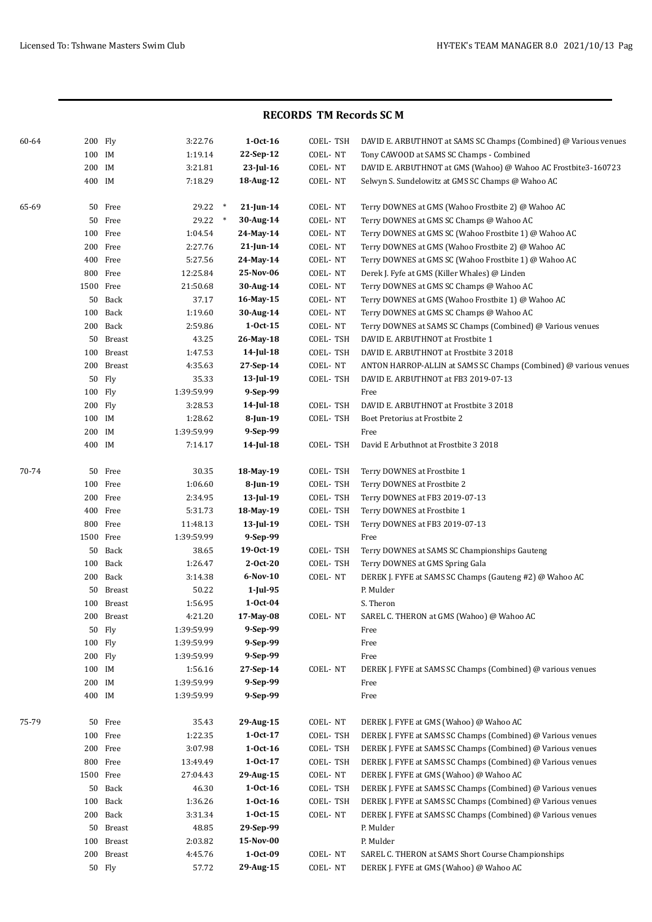## RECORDS TM Records SC M

| Age Group | Distance | Stroke | Time | | Date | Code | Details |
|---|---|---|---|---|---|---|---|
| 60-64 | 200 | Fly | 3:22.76 | | **1-Oct-16** | COEL- TSH | DAVID E. ARBUTHNOT at SAMS SC Champs (Combined) @ Various venues |
| | 100 | IM | 1:19.14 | | **22-Sep-12** | COEL- NT | Tony CAWOOD at SAMS SC Champs - Combined |
| | 200 | IM | 3:21.81 | | **23-Jul-16** | COEL- NT | DAVID E. ARBUTHNOT at GMS (Wahoo) @ Wahoo AC Frostbite3-160723 |
| | 400 | IM | 7:18.29 | | **18-Aug-12** | COEL- NT | Selwyn S. Sundelowitz at GMS SC Champs @ Wahoo AC |
| 65-69 | 50 | Free | 29.22 | * | **21-Jun-14** | COEL- NT | Terry DOWNES at GMS (Wahoo Frostbite 2) @ Wahoo AC |
| | 50 | Free | 29.22 | * | **30-Aug-14** | COEL- NT | Terry DOWNES at GMS SC Champs @ Wahoo AC |
| | 100 | Free | 1:04.54 | | **24-May-14** | COEL- NT | Terry DOWNES at GMS SC (Wahoo Frostbite 1) @ Wahoo AC |
| | 200 | Free | 2:27.76 | | **21-Jun-14** | COEL- NT | Terry DOWNES at GMS (Wahoo Frostbite 2) @ Wahoo AC |
| | 400 | Free | 5:27.56 | | **24-May-14** | COEL- NT | Terry DOWNES at GMS SC (Wahoo Frostbite 1) @ Wahoo AC |
| | 800 | Free | 12:25.84 | | **25-Nov-06** | COEL- NT | Derek J. Fyfe at GMS (Killer Whales) @ Linden |
| | 1500 | Free | 21:50.68 | | **30-Aug-14** | COEL- NT | Terry DOWNES at GMS SC Champs @ Wahoo AC |
| | 50 | Back | 37.17 | | **16-May-15** | COEL- NT | Terry DOWNES at GMS (Wahoo Frostbite 1) @ Wahoo AC |
| | 100 | Back | 1:19.60 | | **30-Aug-14** | COEL- NT | Terry DOWNES at GMS SC Champs @ Wahoo AC |
| | 200 | Back | 2:59.86 | | **1-Oct-15** | COEL- NT | Terry DOWNES at SAMS SC Champs (Combined) @ Various venues |
| | 50 | Breast | 43.25 | | **26-May-18** | COEL- TSH | DAVID E. ARBUTHNOT at Frostbite 1 |
| | 100 | Breast | 1:47.53 | | **14-Jul-18** | COEL- TSH | DAVID E. ARBUTHNOT at Frostbite 3 2018 |
| | 200 | Breast | 4:35.63 | | **27-Sep-14** | COEL- NT | ANTON HARROP-ALLIN at SAMS SC Champs (Combined) @ various venues |
| | 50 | Fly | 35.33 | | **13-Jul-19** | COEL- TSH | DAVID E. ARBUTHNOT at FB3 2019-07-13 |
| | 100 | Fly | 1:39:59.99 | | **9-Sep-99** | | Free |
| | 200 | Fly | 3:28.53 | | **14-Jul-18** | COEL- TSH | DAVID E. ARBUTHNOT at Frostbite 3 2018 |
| | 100 | IM | 1:28.62 | | **8-Jun-19** | COEL- TSH | Boet Pretorius at Frostbite 2 |
| | 200 | IM | 1:39:59.99 | | **9-Sep-99** | | Free |
| | 400 | IM | 7:14.17 | | **14-Jul-18** | COEL- TSH | David E Arbuthnot at Frostbite 3 2018 |
| 70-74 | 50 | Free | 30.35 | | **18-May-19** | COEL- TSH | Terry DOWNES at Frostbite 1 |
| | 100 | Free | 1:06.60 | | **8-Jun-19** | COEL- TSH | Terry DOWNES at Frostbite 2 |
| | 200 | Free | 2:34.95 | | **13-Jul-19** | COEL- TSH | Terry DOWNES at FB3 2019-07-13 |
| | 400 | Free | 5:31.73 | | **18-May-19** | COEL- TSH | Terry DOWNES at Frostbite 1 |
| | 800 | Free | 11:48.13 | | **13-Jul-19** | COEL- TSH | Terry DOWNES at FB3 2019-07-13 |
| | 1500 | Free | 1:39:59.99 | | **9-Sep-99** | | Free |
| | 50 | Back | 38.65 | | **19-Oct-19** | COEL- TSH | Terry DOWNES at SAMS SC Championships Gauteng |
| | 100 | Back | 1:26.47 | | **2-Oct-20** | COEL- TSH | Terry DOWNES at GMS Spring Gala |
| | 200 | Back | 3:14.38 | | **6-Nov-10** | COEL- NT | DEREK J. FYFE at SAMS SC Champs (Gauteng #2) @ Wahoo AC |
| | 50 | Breast | 50.22 | | **1-Jul-95** | | P. Mulder |
| | 100 | Breast | 1:56.95 | | **1-Oct-04** | | S. Theron |
| | 200 | Breast | 4:21.20 | | **17-May-08** | COEL- NT | SAREL C. THERON at GMS (Wahoo) @ Wahoo AC |
| | 50 | Fly | 1:39:59.99 | | **9-Sep-99** | | Free |
| | 100 | Fly | 1:39:59.99 | | **9-Sep-99** | | Free |
| | 200 | Fly | 1:39:59.99 | | **9-Sep-99** | | Free |
| | 100 | IM | 1:56.16 | | **27-Sep-14** | COEL- NT | DEREK J. FYFE at SAMS SC Champs (Combined) @ various venues |
| | 200 | IM | 1:39:59.99 | | **9-Sep-99** | | Free |
| | 400 | IM | 1:39:59.99 | | **9-Sep-99** | | Free |
| 75-79 | 50 | Free | 35.43 | | **29-Aug-15** | COEL- NT | DEREK J. FYFE at GMS (Wahoo) @ Wahoo AC |
| | 100 | Free | 1:22.35 | | **1-Oct-17** | COEL- TSH | DEREK J. FYFE at SAMS SC Champs (Combined) @ Various venues |
| | 200 | Free | 3:07.98 | | **1-Oct-16** | COEL- TSH | DEREK J. FYFE at SAMS SC Champs (Combined) @ Various venues |
| | 800 | Free | 13:49.49 | | **1-Oct-17** | COEL- TSH | DEREK J. FYFE at SAMS SC Champs (Combined) @ Various venues |
| | 1500 | Free | 27:04.43 | | **29-Aug-15** | COEL- NT | DEREK J. FYFE at GMS (Wahoo) @ Wahoo AC |
| | 50 | Back | 46.30 | | **1-Oct-16** | COEL- TSH | DEREK J. FYFE at SAMS SC Champs (Combined) @ Various venues |
| | 100 | Back | 1:36.26 | | **1-Oct-16** | COEL- TSH | DEREK J. FYFE at SAMS SC Champs (Combined) @ Various venues |
| | 200 | Back | 3:31.34 | | **1-Oct-15** | COEL- NT | DEREK J. FYFE at SAMS SC Champs (Combined) @ Various venues |
| | 50 | Breast | 48.85 | | **29-Sep-99** | | P. Mulder |
| | 100 | Breast | 2:03.82 | | **15-Nov-00** | | P. Mulder |
| | 200 | Breast | 4:45.76 | | **1-Oct-09** | COEL- NT | SAREL C. THERON at SAMS Short Course Championships |
| | 50 | Fly | 57.72 | | **29-Aug-15** | COEL- NT | DEREK J. FYFE at GMS (Wahoo) @ Wahoo AC |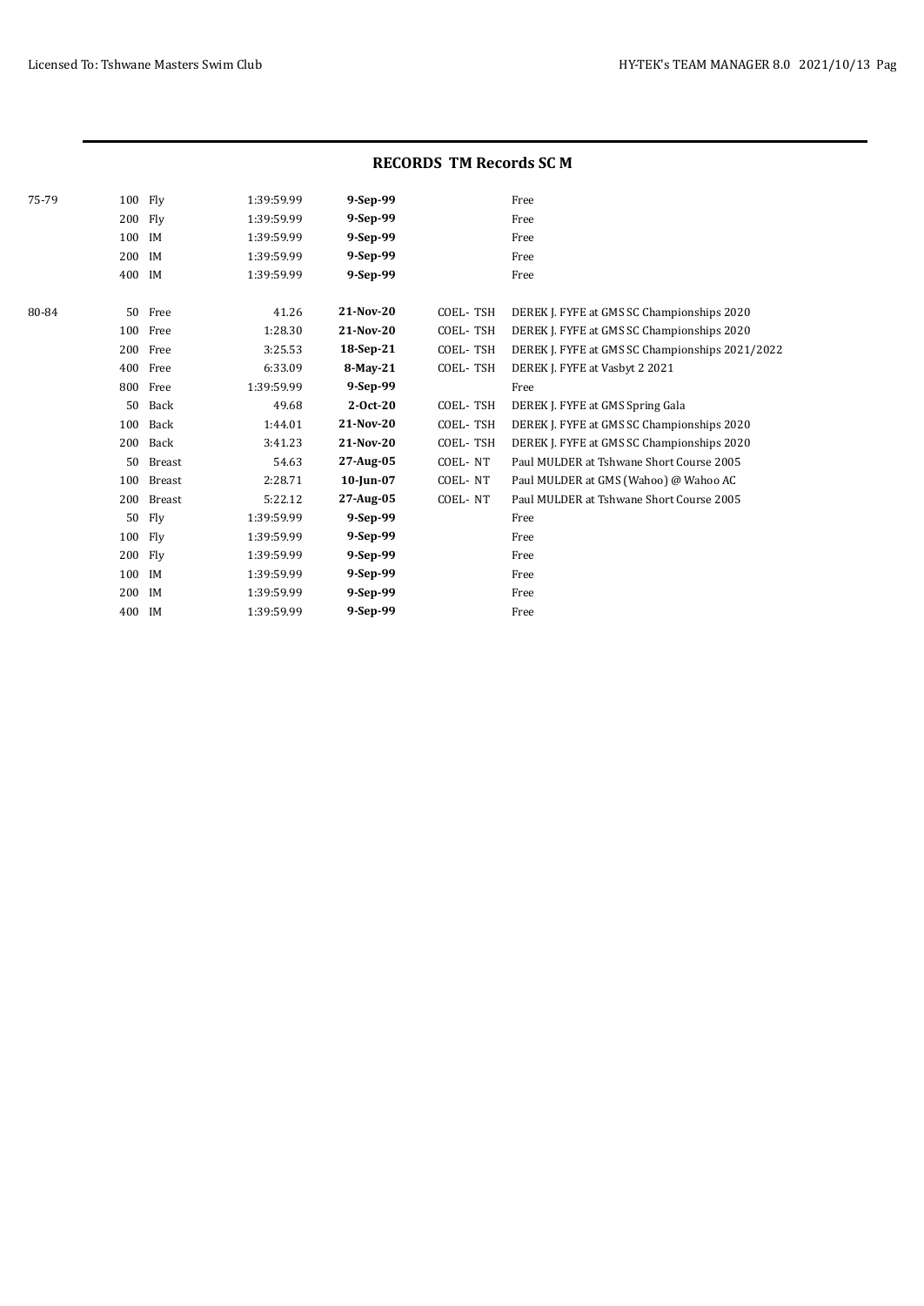## RECORDS TM Records SC M

| | | | | | | |
|---|---|---|---|---|---|---|
| 75-79 | 100 | Fly | 1:39:59.99 | **9-Sep-99** | | Free |
| | 200 | Fly | 1:39:59.99 | **9-Sep-99** | | Free |
| | 100 | IM | 1:39:59.99 | **9-Sep-99** | | Free |
| | 200 | IM | 1:39:59.99 | **9-Sep-99** | | Free |
| | 400 | IM | 1:39:59.99 | **9-Sep-99** | | Free |
| 80-84 | 50 | Free | 41.26 | **21-Nov-20** | COEL- TSH | DEREK J. FYFE at GMS SC Championships 2020 |
| | 100 | Free | 1:28.30 | **21-Nov-20** | COEL- TSH | DEREK J. FYFE at GMS SC Championships 2020 |
| | 200 | Free | 3:25.53 | **18-Sep-21** | COEL- TSH | DEREK J. FYFE at GMS SC Championships 2021/2022 |
| | 400 | Free | 6:33.09 | **8-May-21** | COEL- TSH | DEREK J. FYFE at Vasbyt 2 2021 |
| | 800 | Free | 1:39:59.99 | **9-Sep-99** | | Free |
| | 50 | Back | 49.68 | **2-Oct-20** | COEL- TSH | DEREK J. FYFE at GMS Spring Gala |
| | 100 | Back | 1:44.01 | **21-Nov-20** | COEL- TSH | DEREK J. FYFE at GMS SC Championships 2020 |
| | 200 | Back | 3:41.23 | **21-Nov-20** | COEL- TSH | DEREK J. FYFE at GMS SC Championships 2020 |
| | 50 | Breast | 54.63 | **27-Aug-05** | COEL- NT | Paul MULDER at Tshwane Short Course 2005 |
| | 100 | Breast | 2:28.71 | **10-Jun-07** | COEL- NT | Paul MULDER at GMS (Wahoo) @ Wahoo AC |
| | 200 | Breast | 5:22.12 | **27-Aug-05** | COEL- NT | Paul MULDER at Tshwane Short Course 2005 |
| | 50 | Fly | 1:39:59.99 | **9-Sep-99** | | Free |
| | 100 | Fly | 1:39:59.99 | **9-Sep-99** | | Free |
| | 200 | Fly | 1:39:59.99 | **9-Sep-99** | | Free |
| | 100 | IM | 1:39:59.99 | **9-Sep-99** | | Free |
| | 200 | IM | 1:39:59.99 | **9-Sep-99** | | Free |
| | 400 | IM | 1:39:59.99 | **9-Sep-99** | | Free |